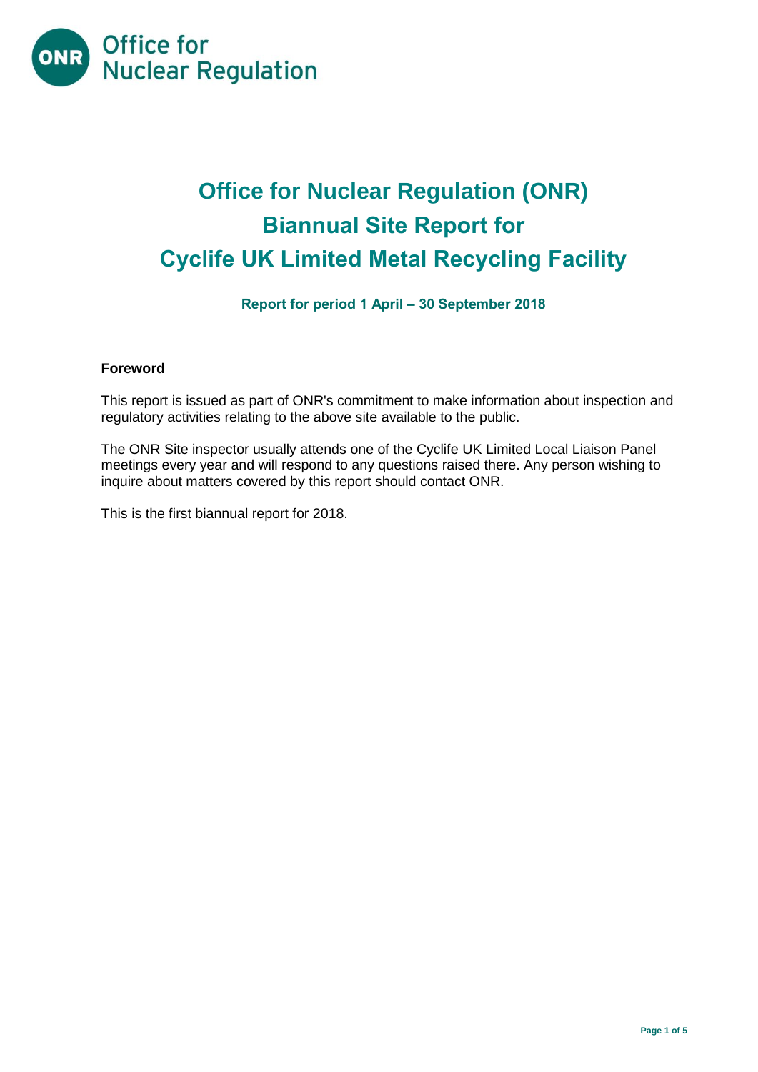Office for Nuclear Regulation

# Office for Nuclear Regulation (ONR)
# Biannual Site Report for
# Cyclife UK Limited Metal Recycling Facility

**Report for period 1 April – 30 September 2018**

**Foreword**

This report is issued as part of ONR's commitment to make information about inspection and regulatory activities relating to the above site available to the public.

The ONR Site inspector usually attends one of the Cyclife UK Limited Local Liaison Panel meetings every year and will respond to any questions raised there. Any person wishing to inquire about matters covered by this report should contact ONR.

This is the first biannual report for 2018.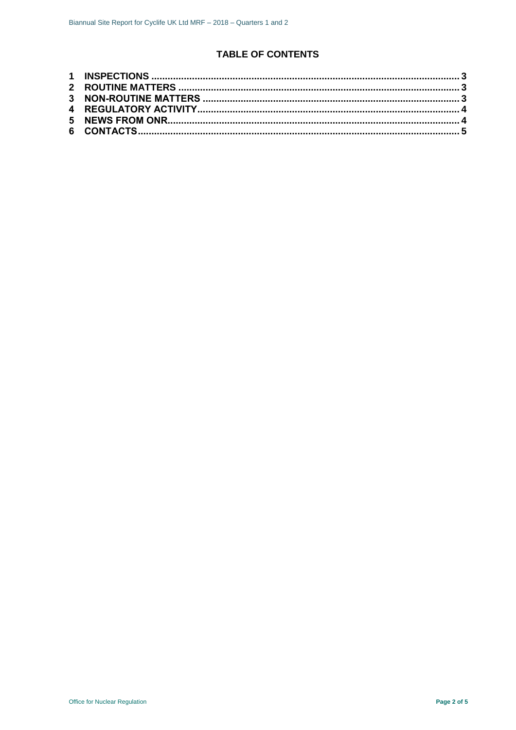## TABLE OF CONTENTS

1 INSPECTIONS .......... 3
2 ROUTINE MATTERS .......... 3
3 NON-ROUTINE MATTERS .......... 3
4 REGULATORY ACTIVITY .......... 4
5 NEWS FROM ONR .......... 4
6 CONTACTS .......... 5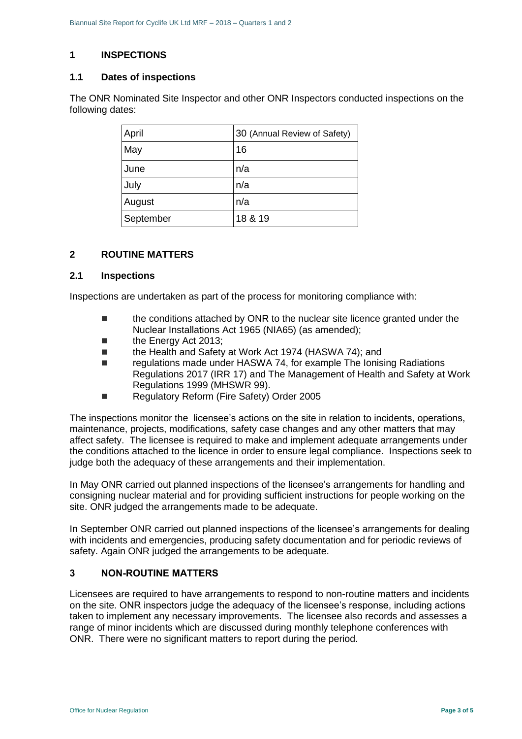# 1 INSPECTIONS

## 1.1 Dates of inspections

The ONR Nominated Site Inspector and other ONR Inspectors conducted inspections on the following dates:

| | |
|---|---|
| April | 30 (Annual Review of Safety) |
| May | 16 |
| June | n/a |
| July | n/a |
| August | n/a |
| September | 18 & 19 |

# 2 ROUTINE MATTERS

## 2.1 Inspections

Inspections are undertaken as part of the process for monitoring compliance with:

- the conditions attached by ONR to the nuclear site licence granted under the Nuclear Installations Act 1965 (NIA65) (as amended);
- the Energy Act 2013;
- the Health and Safety at Work Act 1974 (HASWA 74); and
- regulations made under HASWA 74, for example The Ionising Radiations Regulations 2017 (IRR 17) and The Management of Health and Safety at Work Regulations 1999 (MHSWR 99).
- Regulatory Reform (Fire Safety) Order 2005

The inspections monitor the licensee's actions on the site in relation to incidents, operations, maintenance, projects, modifications, safety case changes and any other matters that may affect safety. The licensee is required to make and implement adequate arrangements under the conditions attached to the licence in order to ensure legal compliance. Inspections seek to judge both the adequacy of these arrangements and their implementation.

In May ONR carried out planned inspections of the licensee's arrangements for handling and consigning nuclear material and for providing sufficient instructions for people working on the site. ONR judged the arrangements made to be adequate.

In September ONR carried out planned inspections of the licensee's arrangements for dealing with incidents and emergencies, producing safety documentation and for periodic reviews of safety. Again ONR judged the arrangements to be adequate.

# 3 NON-ROUTINE MATTERS

Licensees are required to have arrangements to respond to non-routine matters and incidents on the site. ONR inspectors judge the adequacy of the licensee's response, including actions taken to implement any necessary improvements. The licensee also records and assesses a range of minor incidents which are discussed during monthly telephone conferences with ONR. There were no significant matters to report during the period.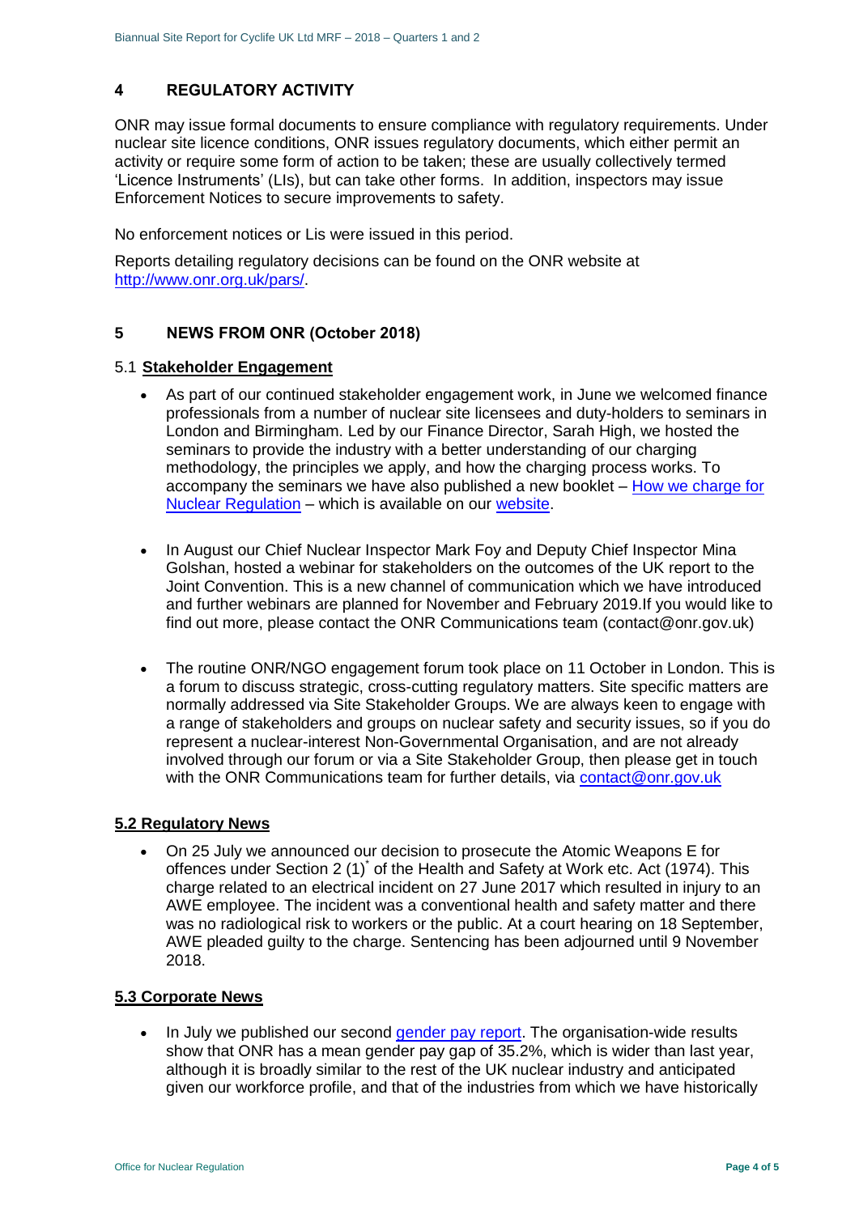## 4 REGULATORY ACTIVITY

ONR may issue formal documents to ensure compliance with regulatory requirements. Under nuclear site licence conditions, ONR issues regulatory documents, which either permit an activity or require some form of action to be taken; these are usually collectively termed 'Licence Instruments' (LIs), but can take other forms. In addition, inspectors may issue Enforcement Notices to secure improvements to safety.

No enforcement notices or Lis were issued in this period.

Reports detailing regulatory decisions can be found on the ONR website at http://www.onr.org.uk/pars/.

## 5 NEWS FROM ONR (October 2018)

### 5.1 Stakeholder Engagement

- As part of our continued stakeholder engagement work, in June we welcomed finance professionals from a number of nuclear site licensees and duty-holders to seminars in London and Birmingham. Led by our Finance Director, Sarah High, we hosted the seminars to provide the industry with a better understanding of our charging methodology, the principles we apply, and how the charging process works. To accompany the seminars we have also published a new booklet – How we charge for Nuclear Regulation – which is available on our website.

- In August our Chief Nuclear Inspector Mark Foy and Deputy Chief Inspector Mina Golshan, hosted a webinar for stakeholders on the outcomes of the UK report to the Joint Convention. This is a new channel of communication which we have introduced and further webinars are planned for November and February 2019.If you would like to find out more, please contact the ONR Communications team (contact@onr.gov.uk)

- The routine ONR/NGO engagement forum took place on 11 October in London. This is a forum to discuss strategic, cross-cutting regulatory matters. Site specific matters are normally addressed via Site Stakeholder Groups. We are always keen to engage with a range of stakeholders and groups on nuclear safety and security issues, so if you do represent a nuclear-interest Non-Governmental Organisation, and are not already involved through our forum or via a Site Stakeholder Group, then please get in touch with the ONR Communications team for further details, via contact@onr.gov.uk

### 5.2 Regulatory News

- On 25 July we announced our decision to prosecute the Atomic Weapons E for offences under Section 2 (1)* of the Health and Safety at Work etc. Act (1974). This charge related to an electrical incident on 27 June 2017 which resulted in injury to an AWE employee. The incident was a conventional health and safety matter and there was no radiological risk to workers or the public. At a court hearing on 18 September, AWE pleaded guilty to the charge. Sentencing has been adjourned until 9 November 2018.

### 5.3 Corporate News

- In July we published our second gender pay report. The organisation-wide results show that ONR has a mean gender pay gap of 35.2%, which is wider than last year, although it is broadly similar to the rest of the UK nuclear industry and anticipated given our workforce profile, and that of the industries from which we have historically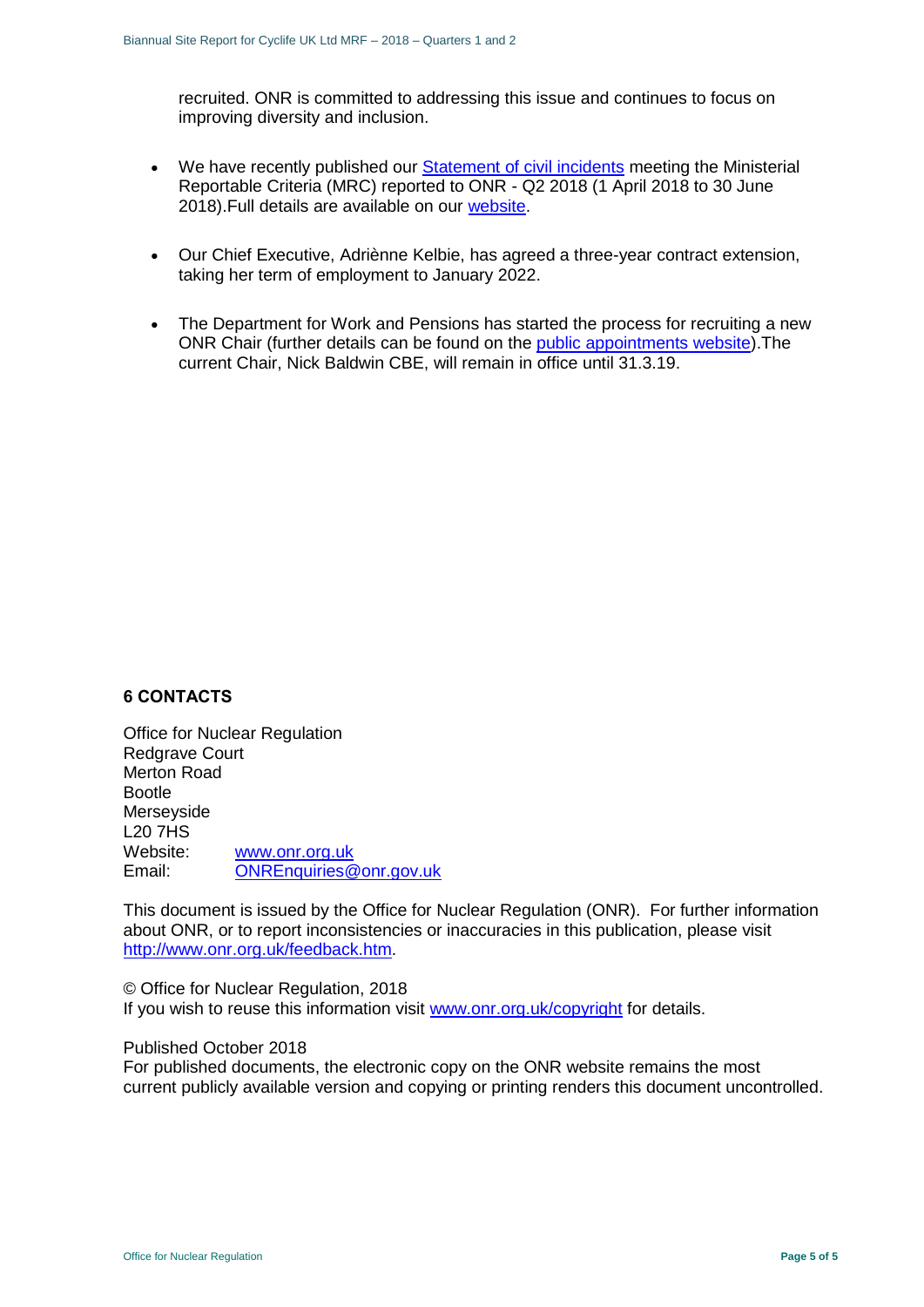recruited. ONR is committed to addressing this issue and continues to focus on improving diversity and inclusion.

- We have recently published our Statement of civil incidents meeting the Ministerial Reportable Criteria (MRC) reported to ONR - Q2 2018 (1 April 2018 to 30 June 2018).Full details are available on our website.

- Our Chief Executive, Adriènne Kelbie, has agreed a three-year contract extension, taking her term of employment to January 2022.

- The Department for Work and Pensions has started the process for recruiting a new ONR Chair (further details can be found on the public appointments website).The current Chair, Nick Baldwin CBE, will remain in office until 31.3.19.

## 6 CONTACTS

Office for Nuclear Regulation
Redgrave Court
Merton Road
Bootle
Merseyside
L20 7HS
Website: www.onr.org.uk
Email: ONREnquiries@onr.gov.uk

This document is issued by the Office for Nuclear Regulation (ONR). For further information about ONR, or to report inconsistencies or inaccuracies in this publication, please visit http://www.onr.org.uk/feedback.htm.

© Office for Nuclear Regulation, 2018
If you wish to reuse this information visit www.onr.org.uk/copyright for details.

Published October 2018
For published documents, the electronic copy on the ONR website remains the most current publicly available version and copying or printing renders this document uncontrolled.